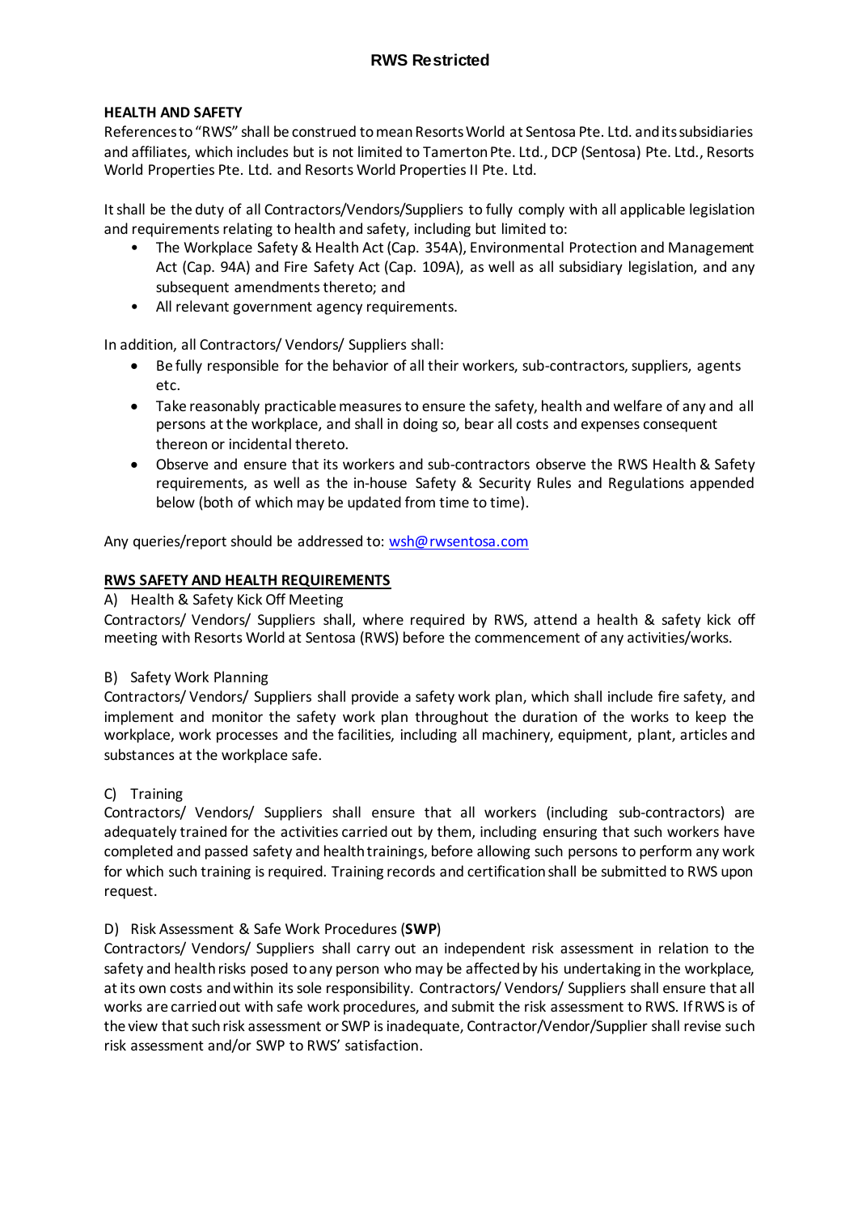## HEALTH AND SAFETY

References to "RWS" shall be construed to mean Resorts World at Sentosa Pte. Ltd. and its subsidiaries and affiliates, which includes but is not limited to Tamerton Pte. Ltd., DCP (Sentosa) Pte. Ltd., Resorts World Properties Pte. Ltd. and Resorts World Properties II Pte. Ltd.

It shall be the duty of all Contractors/Vendors/Suppliers to fully comply with all applicable legislation and requirements relating to health and safety, including but limited to:

- The Workplace Safety & Health Act (Cap. 354A), Environmental Protection and Management Act (Cap. 94A) and Fire Safety Act (Cap. 109A), as well as all subsidiary legislation, and any subsequent amendments thereto; and
- All relevant government agency requirements.

In addition, all Contractors/ Vendors/ Suppliers shall:

- Be fully responsible for the behavior of all their workers, sub-contractors, suppliers, agents etc.
- Take reasonably practicable measures to ensure the safety, health and welfare of any and all persons at the workplace, and shall in doing so, bear all costs and expenses consequent thereon or incidental thereto.
- Observe and ensure that its workers and sub-contractors observe the RWS Health & Safety requirements, as well as the in-house Safety & Security Rules and Regulations appended below (both of which may be updated from time to time).

Any queries/report should be addressed to: [wsh@rwsentosa.com](mailto:wsh@rwsentosa.com)

## RWS SAFETY AND HEALTH REQUIREMENTS

A) Health & Safety Kick Off Meeting

Contractors/ Vendors/ Suppliers shall, where required by RWS, attend a health & safety kick off meeting with Resorts World at Sentosa (RWS) before the commencement of any activities/works.

B) Safety Work Planning

Contractors/ Vendors/ Suppliers shall provide a safety work plan, which shall include fire safety, and implement and monitor the safety work plan throughout the duration of the works to keep the workplace, work processes and the facilities, including all machinery, equipment, plant, articles and substances at the workplace safe.

C) Training

Contractors/ Vendors/ Suppliers shall ensure that all workers (including sub-contractors) are adequately trained for the activities carried out by them, including ensuring that such workers have completed and passed safety and health trainings, before allowing such persons to perform any work for which such training is required. Training records and certification shall be submitted to RWS upon request.

D) Risk Assessment & Safe Work Procedures (**SWP**)

Contractors/ Vendors/ Suppliers shall carry out an independent risk assessment in relation to the safety and health risks posed to any person who may be affected by his undertaking in the workplace, at its own costs and within its sole responsibility. Contractors/ Vendors/ Suppliers shall ensure that all works are carried out with safe work procedures, and submit the risk assessment to RWS. If RWS is of the view that such risk assessment or SWP is inadequate, Contractor/Vendor/Supplier shall revise such risk assessment and/or SWP to RWS' satisfaction.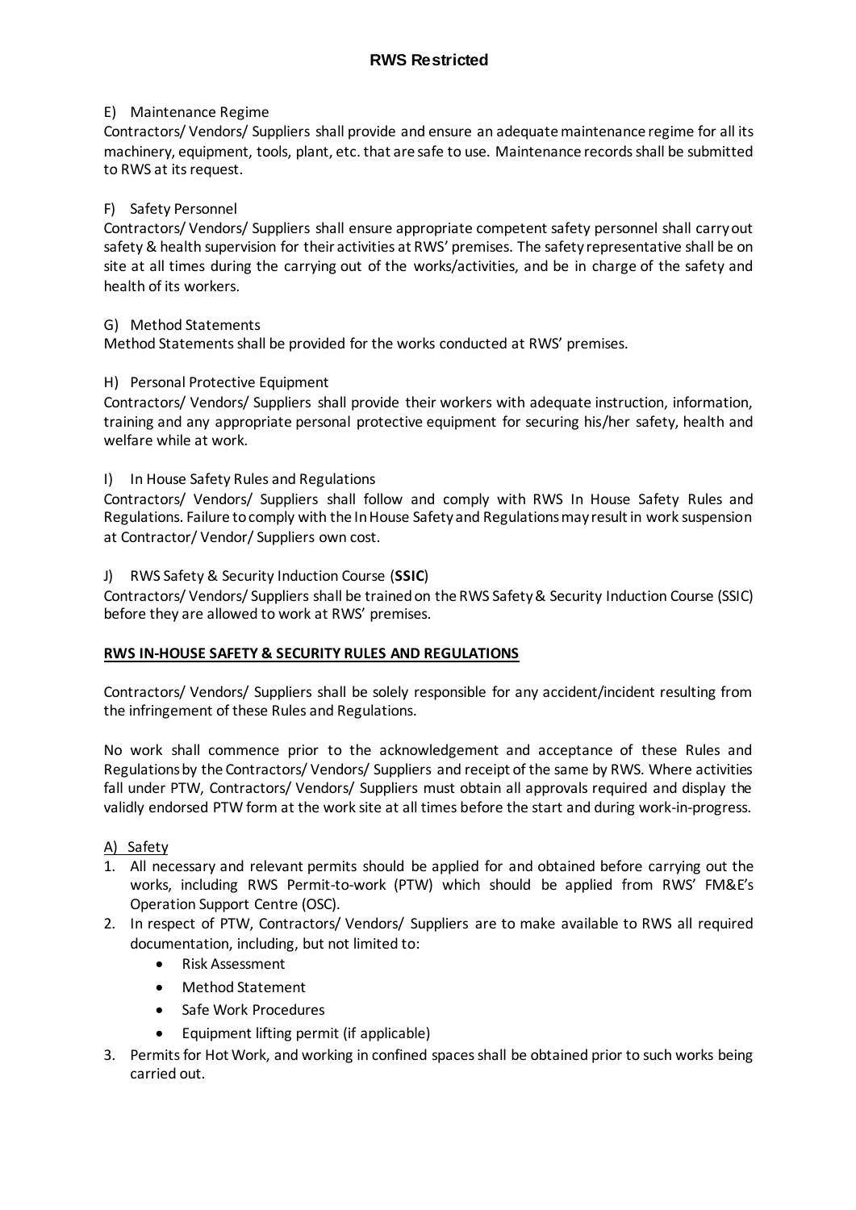E) Maintenance Regime

Contractors/ Vendors/ Suppliers shall provide and ensure an adequate maintenance regime for all its machinery, equipment, tools, plant, etc. that are safe to use. Maintenance records shall be submitted to RWS at its request.

F) Safety Personnel

Contractors/ Vendors/ Suppliers shall ensure appropriate competent safety personnel shall carry out safety & health supervision for their activities at RWS' premises. The safety representative shall be on site at all times during the carrying out of the works/activities, and be in charge of the safety and health of its workers.

G) Method Statements

Method Statements shall be provided for the works conducted at RWS' premises.

H) Personal Protective Equipment

Contractors/ Vendors/ Suppliers shall provide their workers with adequate instruction, information, training and any appropriate personal protective equipment for securing his/her safety, health and welfare while at work.

I) In House Safety Rules and Regulations

Contractors/ Vendors/ Suppliers shall follow and comply with RWS In House Safety Rules and Regulations. Failure to comply with the In House Safety and Regulations may result in work suspension at Contractor/ Vendor/ Suppliers own cost.

J) RWS Safety & Security Induction Course (**SSIC**)

Contractors/ Vendors/ Suppliers shall be trained on the RWS Safety & Security Induction Course (SSIC) before they are allowed to work at RWS' premises.

## RWS IN-HOUSE SAFETY & SECURITY RULES AND REGULATIONS

Contractors/ Vendors/ Suppliers shall be solely responsible for any accident/incident resulting from the infringement of these Rules and Regulations.

No work shall commence prior to the acknowledgement and acceptance of these Rules and Regulations by the Contractors/ Vendors/ Suppliers and receipt of the same by RWS. Where activities fall under PTW, Contractors/ Vendors/ Suppliers must obtain all approvals required and display the validly endorsed PTW form at the work site at all times before the start and during work-in-progress.

A) Safety

1. All necessary and relevant permits should be applied for and obtained before carrying out the works, including RWS Permit-to-work (PTW) which should be applied from RWS' FM&E's Operation Support Centre (OSC).
2. In respect of PTW, Contractors/ Vendors/ Suppliers are to make available to RWS all required documentation, including, but not limited to:
    - Risk Assessment
    - Method Statement
    - Safe Work Procedures
    - Equipment lifting permit (if applicable)
3. Permits for Hot Work, and working in confined spaces shall be obtained prior to such works being carried out.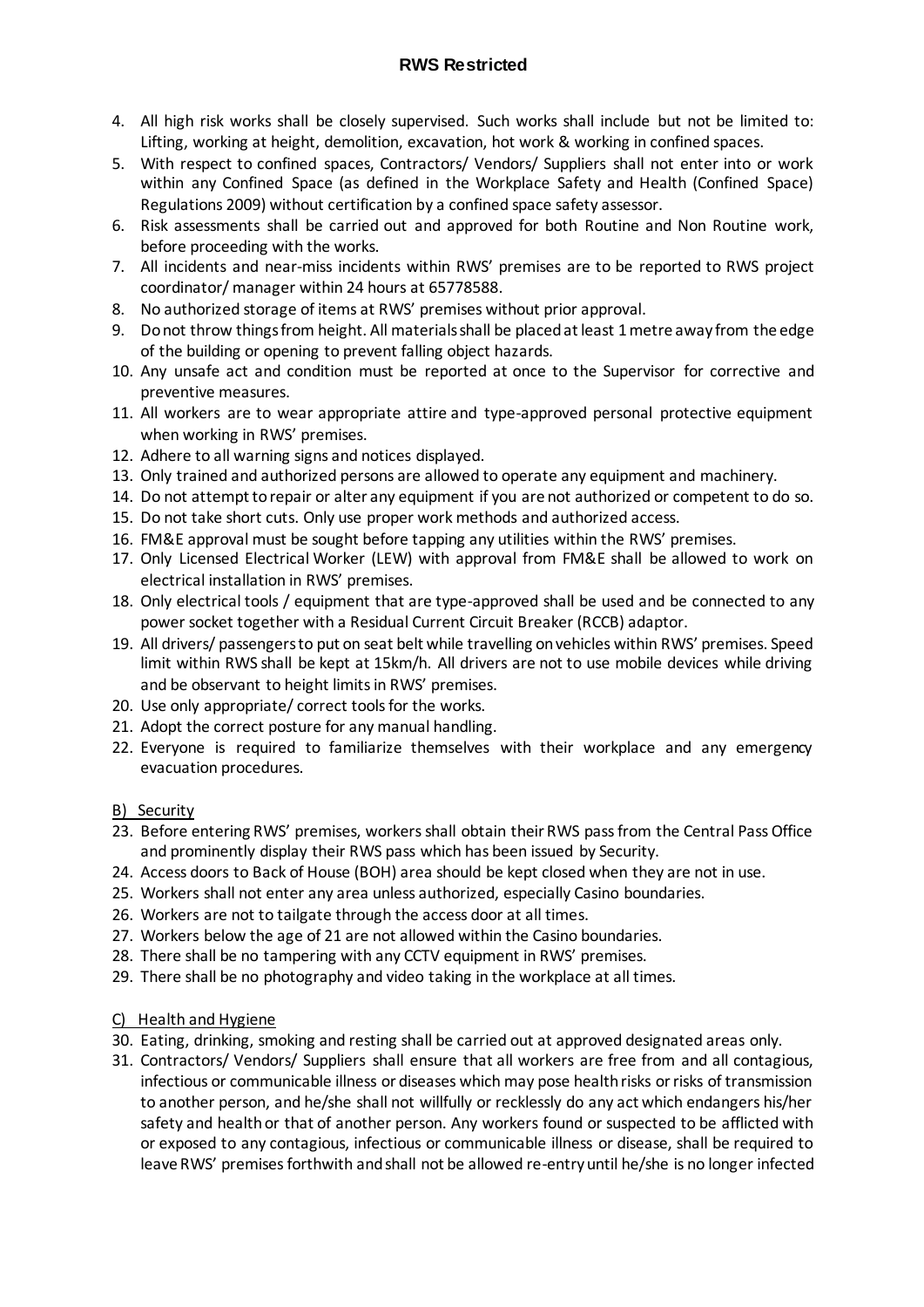4. All high risk works shall be closely supervised. Such works shall include but not be limited to: Lifting, working at height, demolition, excavation, hot work & working in confined spaces.
5. With respect to confined spaces, Contractors/ Vendors/ Suppliers shall not enter into or work within any Confined Space (as defined in the Workplace Safety and Health (Confined Space) Regulations 2009) without certification by a confined space safety assessor.
6. Risk assessments shall be carried out and approved for both Routine and Non Routine work, before proceeding with the works.
7. All incidents and near-miss incidents within RWS' premises are to be reported to RWS project coordinator/ manager within 24 hours at 65778588.
8. No authorized storage of items at RWS' premises without prior approval.
9. Do not throw things from height. All materials shall be placed at least 1 metre away from the edge of the building or opening to prevent falling object hazards.
10. Any unsafe act and condition must be reported at once to the Supervisor for corrective and preventive measures.
11. All workers are to wear appropriate attire and type-approved personal protective equipment when working in RWS' premises.
12. Adhere to all warning signs and notices displayed.
13. Only trained and authorized persons are allowed to operate any equipment and machinery.
14. Do not attempt to repair or alter any equipment if you are not authorized or competent to do so.
15. Do not take short cuts. Only use proper work methods and authorized access.
16. FM&E approval must be sought before tapping any utilities within the RWS' premises.
17. Only Licensed Electrical Worker (LEW) with approval from FM&E shall be allowed to work on electrical installation in RWS' premises.
18. Only electrical tools / equipment that are type-approved shall be used and be connected to any power socket together with a Residual Current Circuit Breaker (RCCB) adaptor.
19. All drivers/ passengers to put on seat belt while travelling on vehicles within RWS' premises. Speed limit within RWS shall be kept at 15km/h. All drivers are not to use mobile devices while driving and be observant to height limits in RWS' premises.
20. Use only appropriate/ correct tools for the works.
21. Adopt the correct posture for any manual handling.
22. Everyone is required to familiarize themselves with their workplace and any emergency evacuation procedures.

B) Security

23. Before entering RWS' premises, workers shall obtain their RWS pass from the Central Pass Office and prominently display their RWS pass which has been issued by Security.
24. Access doors to Back of House (BOH) area should be kept closed when they are not in use.
25. Workers shall not enter any area unless authorized, especially Casino boundaries.
26. Workers are not to tailgate through the access door at all times.
27. Workers below the age of 21 are not allowed within the Casino boundaries.
28. There shall be no tampering with any CCTV equipment in RWS' premises.
29. There shall be no photography and video taking in the workplace at all times.

C) Health and Hygiene

30. Eating, drinking, smoking and resting shall be carried out at approved designated areas only.
31. Contractors/ Vendors/ Suppliers shall ensure that all workers are free from and all contagious, infectious or communicable illness or diseases which may pose health risks or risks of transmission to another person, and he/she shall not willfully or recklessly do any act which endangers his/her safety and health or that of another person. Any workers found or suspected to be afflicted with or exposed to any contagious, infectious or communicable illness or disease, shall be required to leave RWS' premises forthwith and shall not be allowed re-entry until he/she is no longer infected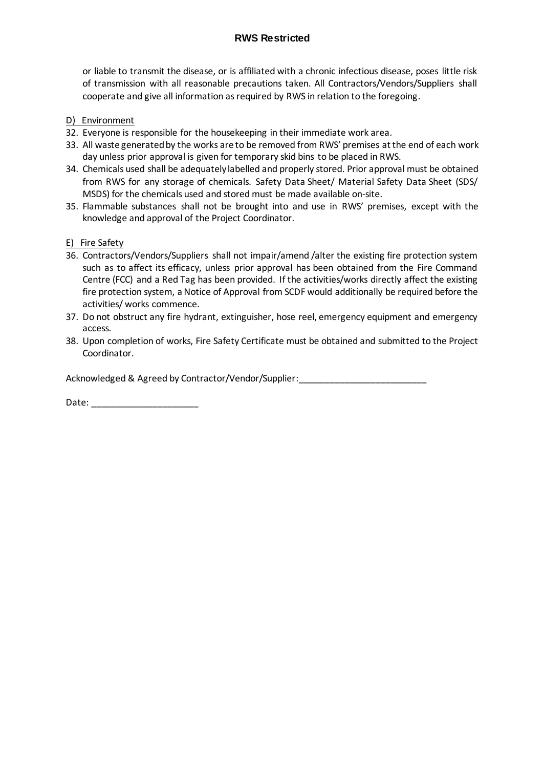or liable to transmit the disease, or is affiliated with a chronic infectious disease, poses little risk of transmission with all reasonable precautions taken. All Contractors/Vendors/Suppliers shall cooperate and give all information as required by RWS in relation to the foregoing.

D) Environment

32. Everyone is responsible for the housekeeping in their immediate work area.
33. All waste generated by the works are to be removed from RWS' premises at the end of each work day unless prior approval is given for temporary skid bins to be placed in RWS.
34. Chemicals used shall be adequately labelled and properly stored. Prior approval must be obtained from RWS for any storage of chemicals. Safety Data Sheet/ Material Safety Data Sheet (SDS/ MSDS) for the chemicals used and stored must be made available on-site.
35. Flammable substances shall not be brought into and use in RWS' premises, except with the knowledge and approval of the Project Coordinator.

E) Fire Safety

36. Contractors/Vendors/Suppliers shall not impair/amend /alter the existing fire protection system such as to affect its efficacy, unless prior approval has been obtained from the Fire Command Centre (FCC) and a Red Tag has been provided. If the activities/works directly affect the existing fire protection system, a Notice of Approval from SCDF would additionally be required before the activities/ works commence.
37. Do not obstruct any fire hydrant, extinguisher, hose reel, emergency equipment and emergency access.
38. Upon completion of works, Fire Safety Certificate must be obtained and submitted to the Project Coordinator.

Acknowledged & Agreed by Contractor/Vendor/Supplier:_________________________

Date: _____________________